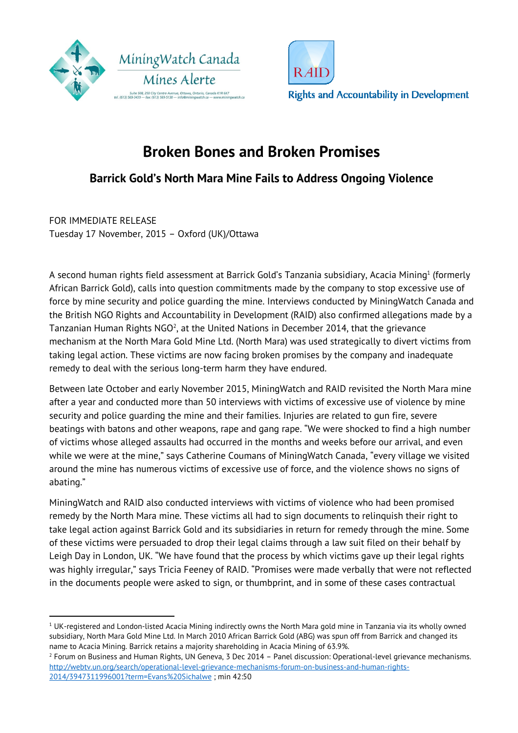MiningWatch Canada
Mines Alerte

Suite 508, 250 City Centre Avenue, Ottawa, Ontario, Canada K1R 6K7
tel. (613) 569-3439 — fax: (613) 569-5138 — info@miningwatch.ca — www.miningwatch.ca

RAID
Rights and Accountability in Development

# Broken Bones and Broken Promises

## Barrick Gold's North Mara Mine Fails to Address Ongoing Violence

FOR IMMEDIATE RELEASE
Tuesday 17 November, 2015 – Oxford (UK)/Ottawa

A second human rights field assessment at Barrick Gold's Tanzania subsidiary, Acacia Mining[1] (formerly African Barrick Gold), calls into question commitments made by the company to stop excessive use of force by mine security and police guarding the mine. Interviews conducted by MiningWatch Canada and the British NGO Rights and Accountability in Development (RAID) also confirmed allegations made by a Tanzanian Human Rights NGO[2], at the United Nations in December 2014, that the grievance mechanism at the North Mara Gold Mine Ltd. (North Mara) was used strategically to divert victims from taking legal action. These victims are now facing broken promises by the company and inadequate remedy to deal with the serious long-term harm they have endured.

Between late October and early November 2015, MiningWatch and RAID revisited the North Mara mine after a year and conducted more than 50 interviews with victims of excessive use of violence by mine security and police guarding the mine and their families. Injuries are related to gun fire, severe beatings with batons and other weapons, rape and gang rape. "We were shocked to find a high number of victims whose alleged assaults had occurred in the months and weeks before our arrival, and even while we were at the mine," says Catherine Coumans of MiningWatch Canada, "every village we visited around the mine has numerous victims of excessive use of force, and the violence shows no signs of abating."

MiningWatch and RAID also conducted interviews with victims of violence who had been promised remedy by the North Mara mine. These victims all had to sign documents to relinquish their right to take legal action against Barrick Gold and its subsidiaries in return for remedy through the mine. Some of these victims were persuaded to drop their legal claims through a law suit filed on their behalf by Leigh Day in London, UK. "We have found that the process by which victims gave up their legal rights was highly irregular," says Tricia Feeney of RAID. "Promises were made verbally that were not reflected in the documents people were asked to sign, or thumbprint, and in some of these cases contractual

---

[1] UK-registered and London-listed Acacia Mining indirectly owns the North Mara gold mine in Tanzania via its wholly owned subsidiary, North Mara Gold Mine Ltd. In March 2010 African Barrick Gold (ABG) was spun off from Barrick and changed its name to Acacia Mining. Barrick retains a majority shareholding in Acacia Mining of 63.9%.

[2] Forum on Business and Human Rights, UN Geneva, 3 Dec 2014 – Panel discussion: Operational-level grievance mechanisms. http://webtv.un.org/search/operational-level-grievance-mechanisms-forum-on-business-and-human-rights-2014/3947311996001?term=Evans%20Sichalwe ; min 42:50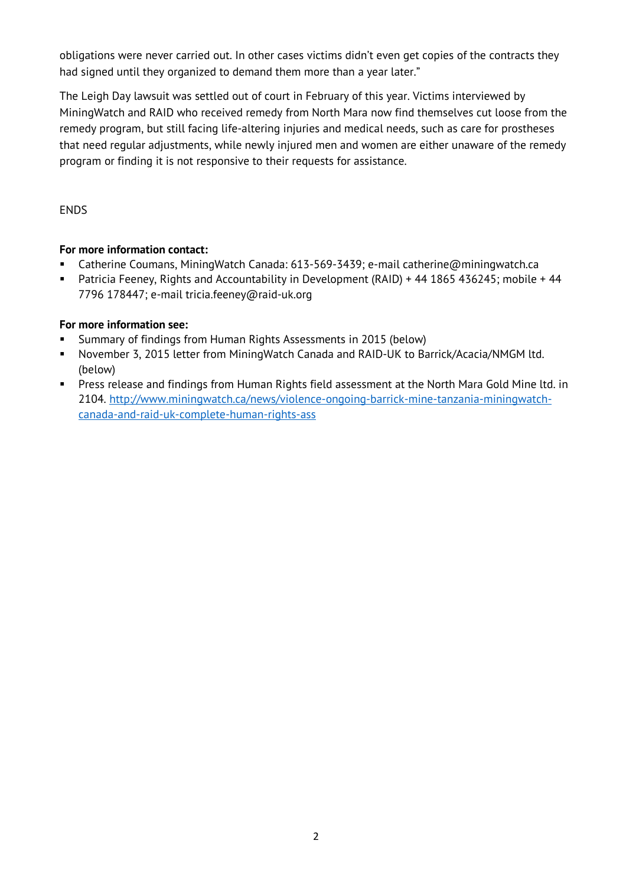obligations were never carried out. In other cases victims didn't even get copies of the contracts they had signed until they organized to demand them more than a year later."

The Leigh Day lawsuit was settled out of court in February of this year. Victims interviewed by MiningWatch and RAID who received remedy from North Mara now find themselves cut loose from the remedy program, but still facing life-altering injuries and medical needs, such as care for prostheses that need regular adjustments, while newly injured men and women are either unaware of the remedy program or finding it is not responsive to their requests for assistance.

ENDS

**For more information contact:**

- Catherine Coumans, MiningWatch Canada: 613-569-3439; e-mail catherine@miningwatch.ca
- Patricia Feeney, Rights and Accountability in Development (RAID) + 44 1865 436245; mobile + 44 7796 178447; e-mail tricia.feeney@raid-uk.org

**For more information see:**

- Summary of findings from Human Rights Assessments in 2015 (below)
- November 3, 2015 letter from MiningWatch Canada and RAID-UK to Barrick/Acacia/NMGM ltd. (below)
- Press release and findings from Human Rights field assessment at the North Mara Gold Mine ltd. in 2104. [http://www.miningwatch.ca/news/violence-ongoing-barrick-mine-tanzania-miningwatch-canada-and-raid-uk-complete-human-rights-ass](http://www.miningwatch.ca/news/violence-ongoing-barrick-mine-tanzania-miningwatch-canada-and-raid-uk-complete-human-rights-ass)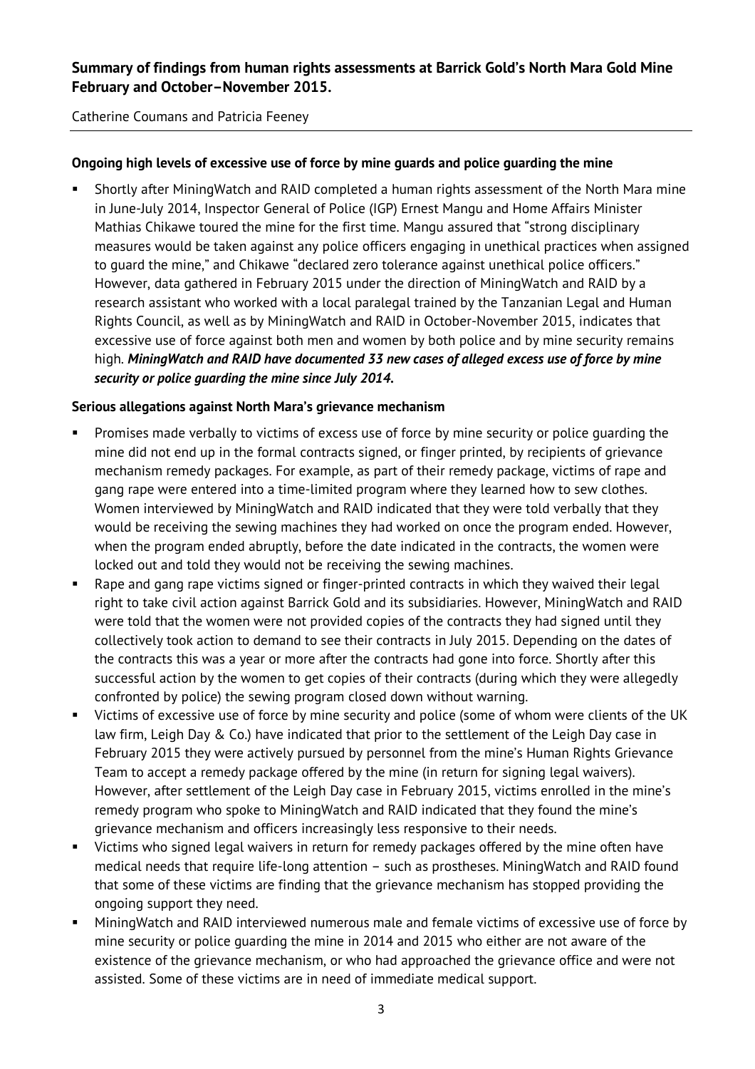## Summary of findings from human rights assessments at Barrick Gold's North Mara Gold Mine February and October–November 2015.

Catherine Coumans and Patricia Feeney

---

**Ongoing high levels of excessive use of force by mine guards and police guarding the mine**

- Shortly after MiningWatch and RAID completed a human rights assessment of the North Mara mine in June-July 2014, Inspector General of Police (IGP) Ernest Mangu and Home Affairs Minister Mathias Chikawe toured the mine for the first time. Mangu assured that "strong disciplinary measures would be taken against any police officers engaging in unethical practices when assigned to guard the mine," and Chikawe "declared zero tolerance against unethical police officers." However, data gathered in February 2015 under the direction of MiningWatch and RAID by a research assistant who worked with a local paralegal trained by the Tanzanian Legal and Human Rights Council, as well as by MiningWatch and RAID in October-November 2015, indicates that excessive use of force against both men and women by both police and by mine security remains high. ***MiningWatch and RAID have documented 33 new cases of alleged excess use of force by mine security or police guarding the mine since July 2014.***

**Serious allegations against North Mara's grievance mechanism**

- Promises made verbally to victims of excess use of force by mine security or police guarding the mine did not end up in the formal contracts signed, or finger printed, by recipients of grievance mechanism remedy packages. For example, as part of their remedy package, victims of rape and gang rape were entered into a time-limited program where they learned how to sew clothes. Women interviewed by MiningWatch and RAID indicated that they were told verbally that they would be receiving the sewing machines they had worked on once the program ended. However, when the program ended abruptly, before the date indicated in the contracts, the women were locked out and told they would not be receiving the sewing machines.
- Rape and gang rape victims signed or finger-printed contracts in which they waived their legal right to take civil action against Barrick Gold and its subsidiaries. However, MiningWatch and RAID were told that the women were not provided copies of the contracts they had signed until they collectively took action to demand to see their contracts in July 2015. Depending on the dates of the contracts this was a year or more after the contracts had gone into force. Shortly after this successful action by the women to get copies of their contracts (during which they were allegedly confronted by police) the sewing program closed down without warning.
- Victims of excessive use of force by mine security and police (some of whom were clients of the UK law firm, Leigh Day & Co.) have indicated that prior to the settlement of the Leigh Day case in February 2015 they were actively pursued by personnel from the mine's Human Rights Grievance Team to accept a remedy package offered by the mine (in return for signing legal waivers). However, after settlement of the Leigh Day case in February 2015, victims enrolled in the mine's remedy program who spoke to MiningWatch and RAID indicated that they found the mine's grievance mechanism and officers increasingly less responsive to their needs.
- Victims who signed legal waivers in return for remedy packages offered by the mine often have medical needs that require life-long attention – such as prostheses. MiningWatch and RAID found that some of these victims are finding that the grievance mechanism has stopped providing the ongoing support they need.
- MiningWatch and RAID interviewed numerous male and female victims of excessive use of force by mine security or police guarding the mine in 2014 and 2015 who either are not aware of the existence of the grievance mechanism, or who had approached the grievance office and were not assisted. Some of these victims are in need of immediate medical support.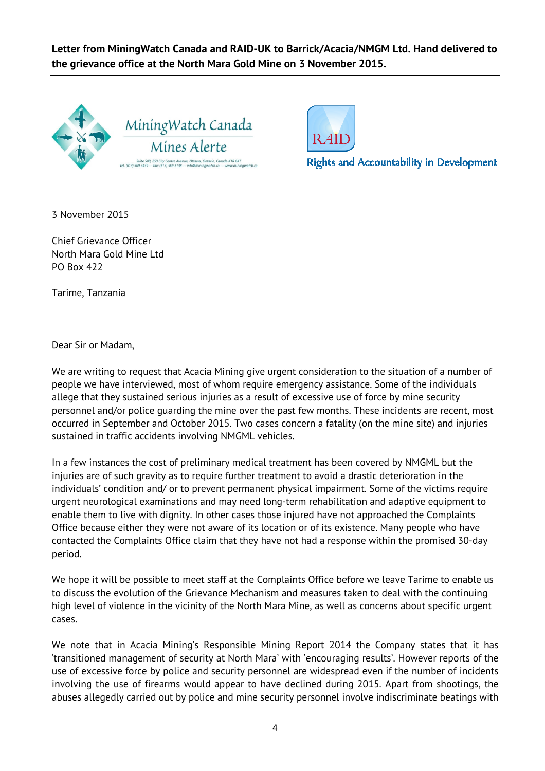**Letter from MiningWatch Canada and RAID-UK to Barrick/Acacia/NMGM Ltd. Hand delivered to the grievance office at the North Mara Gold Mine on 3 November 2015.**

MiningWatch Canada
Mines Alerte

Suite 508, 250 City Centre Avenue, Ottawa, Ontario, Canada K1R 6K7
tel. (613) 569-3439 — fax: (613) 569-5138 — info@miningwatch.ca — www.miningwatch.ca

RAID
Rights and Accountability in Development

3 November 2015

Chief Grievance Officer
North Mara Gold Mine Ltd
PO Box 422

Tarime, Tanzania

Dear Sir or Madam,

We are writing to request that Acacia Mining give urgent consideration to the situation of a number of people we have interviewed, most of whom require emergency assistance. Some of the individuals allege that they sustained serious injuries as a result of excessive use of force by mine security personnel and/or police guarding the mine over the past few months. These incidents are recent, most occurred in September and October 2015. Two cases concern a fatality (on the mine site) and injuries sustained in traffic accidents involving NMGML vehicles.

In a few instances the cost of preliminary medical treatment has been covered by NMGML but the injuries are of such gravity as to require further treatment to avoid a drastic deterioration in the individuals' condition and/ or to prevent permanent physical impairment. Some of the victims require urgent neurological examinations and may need long-term rehabilitation and adaptive equipment to enable them to live with dignity. In other cases those injured have not approached the Complaints Office because either they were not aware of its location or of its existence. Many people who have contacted the Complaints Office claim that they have not had a response within the promised 30-day period.

We hope it will be possible to meet staff at the Complaints Office before we leave Tarime to enable us to discuss the evolution of the Grievance Mechanism and measures taken to deal with the continuing high level of violence in the vicinity of the North Mara Mine, as well as concerns about specific urgent cases.

We note that in Acacia Mining's Responsible Mining Report 2014 the Company states that it has 'transitioned management of security at North Mara' with 'encouraging results'. However reports of the use of excessive force by police and security personnel are widespread even if the number of incidents involving the use of firearms would appear to have declined during 2015. Apart from shootings, the abuses allegedly carried out by police and mine security personnel involve indiscriminate beatings with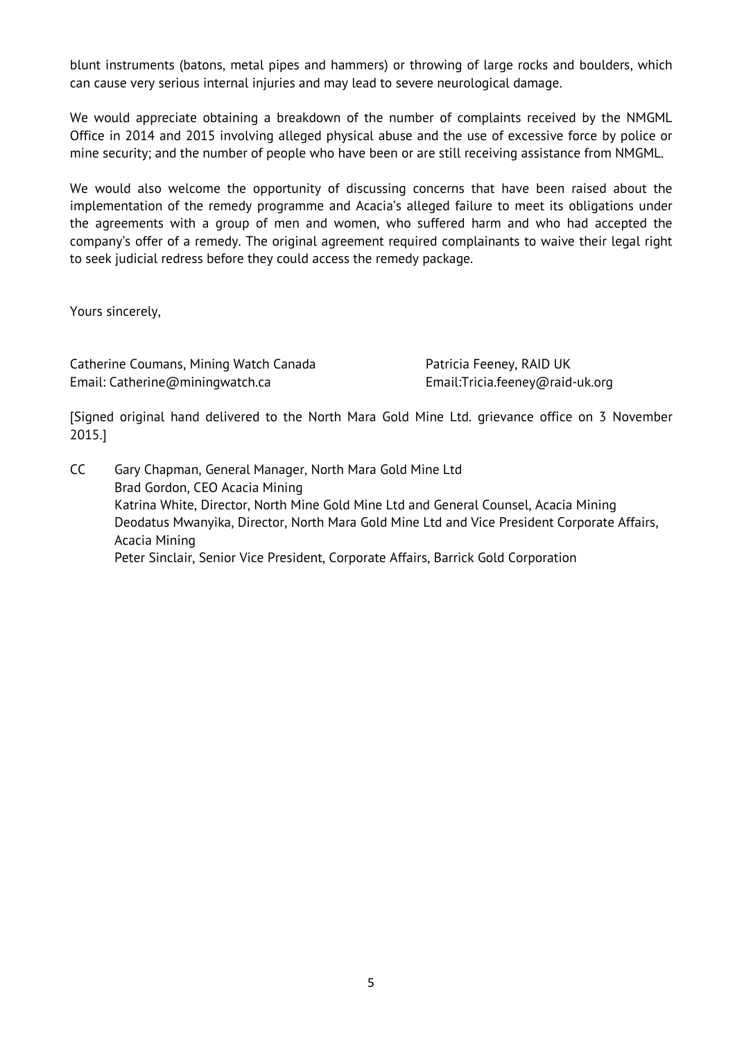blunt instruments (batons, metal pipes and hammers) or throwing of large rocks and boulders, which can cause very serious internal injuries and may lead to severe neurological damage.

We would appreciate obtaining a breakdown of the number of complaints received by the NMGML Office in 2014 and 2015 involving alleged physical abuse and the use of excessive force by police or mine security; and the number of people who have been or are still receiving assistance from NMGML.

We would also welcome the opportunity of discussing concerns that have been raised about the implementation of the remedy programme and Acacia's alleged failure to meet its obligations under the agreements with a group of men and women, who suffered harm and who had accepted the company's offer of a remedy. The original agreement required complainants to waive their legal right to seek judicial redress before they could access the remedy package.

Yours sincerely,

Catherine Coumans, Mining Watch Canada
Email: Catherine@miningwatch.ca

Patricia Feeney, RAID UK
Email:Tricia.feeney@raid-uk.org

[Signed original hand delivered to the North Mara Gold Mine Ltd. grievance office on 3 November 2015.]

CC Gary Chapman, General Manager, North Mara Gold Mine Ltd
Brad Gordon, CEO Acacia Mining
Katrina White, Director, North Mine Gold Mine Ltd and General Counsel, Acacia Mining
Deodatus Mwanyika, Director, North Mara Gold Mine Ltd and Vice President Corporate Affairs, Acacia Mining
Peter Sinclair, Senior Vice President, Corporate Affairs, Barrick Gold Corporation